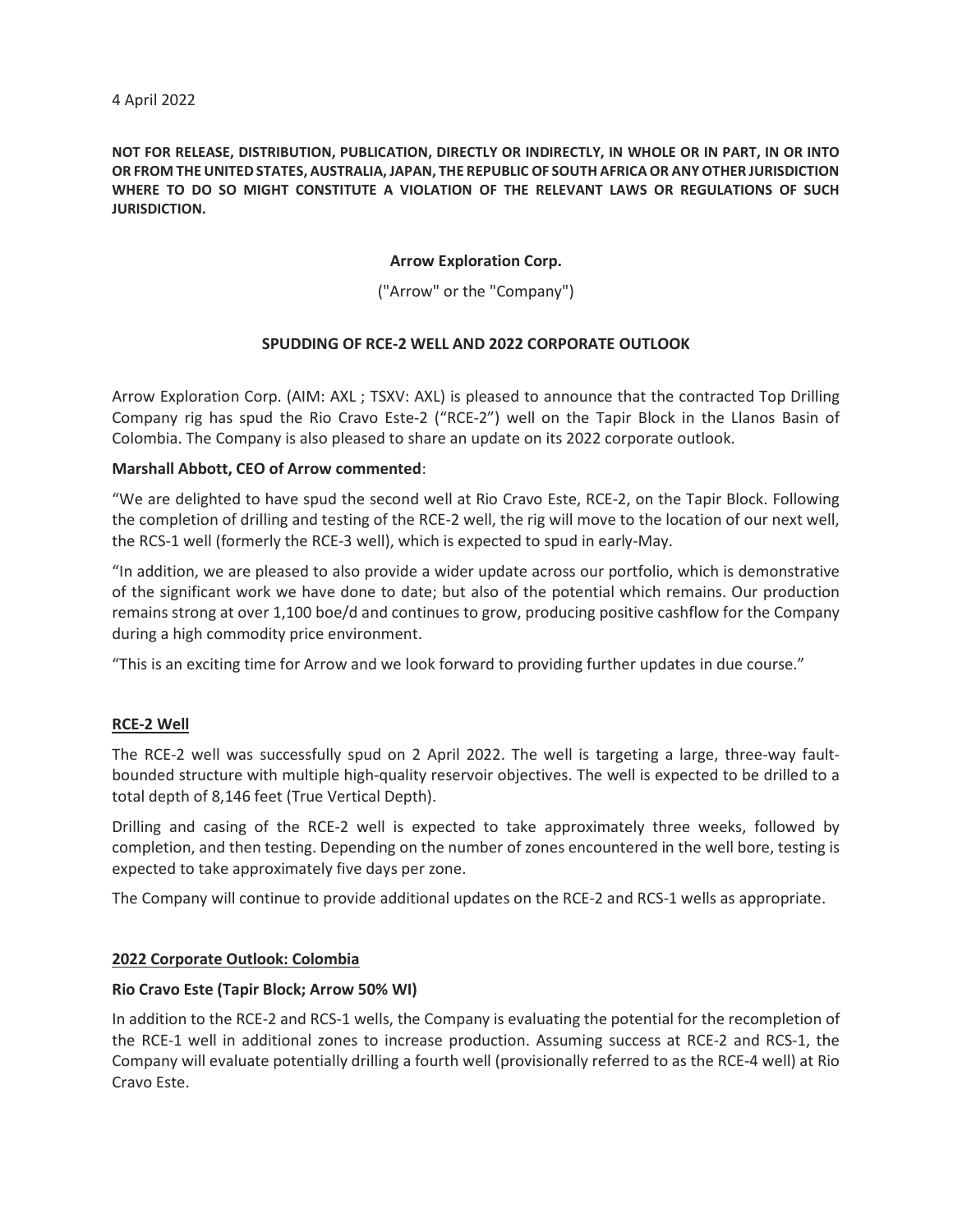4 April 2022

**NOT FOR RELEASE, DISTRIBUTION, PUBLICATION, DIRECTLY OR INDIRECTLY, IN WHOLE OR IN PART, IN OR INTO OR FROM THE UNITED STATES, AUSTRALIA, JAPAN, THE REPUBLIC OF SOUTH AFRICA OR ANY OTHER JURISDICTION WHERE TO DO SO MIGHT CONSTITUTE A VIOLATION OF THE RELEVANT LAWS OR REGULATIONS OF SUCH JURISDICTION.**

**Arrow Exploration Corp.**

("Arrow" or the "Company")

# SPUDDING OF RCE-2 WELL AND 2022 CORPORATE OUTLOOK

Arrow Exploration Corp. (AIM: AXL ; TSXV: AXL) is pleased to announce that the contracted Top Drilling Company rig has spud the Rio Cravo Este-2 ("RCE-2") well on the Tapir Block in the Llanos Basin of Colombia. The Company is also pleased to share an update on its 2022 corporate outlook.

**Marshall Abbott, CEO of Arrow commented**:

"We are delighted to have spud the second well at Rio Cravo Este, RCE-2, on the Tapir Block. Following the completion of drilling and testing of the RCE-2 well, the rig will move to the location of our next well, the RCS-1 well (formerly the RCE-3 well), which is expected to spud in early-May.

"In addition, we are pleased to also provide a wider update across our portfolio, which is demonstrative of the significant work we have done to date; but also of the potential which remains. Our production remains strong at over 1,100 boe/d and continues to grow, producing positive cashflow for the Company during a high commodity price environment.

"This is an exciting time for Arrow and we look forward to providing further updates in due course."

## RCE-2 Well

The RCE-2 well was successfully spud on 2 April 2022. The well is targeting a large, three-way fault-bounded structure with multiple high-quality reservoir objectives. The well is expected to be drilled to a total depth of 8,146 feet (True Vertical Depth).

Drilling and casing of the RCE-2 well is expected to take approximately three weeks, followed by completion, and then testing. Depending on the number of zones encountered in the well bore, testing is expected to take approximately five days per zone.

The Company will continue to provide additional updates on the RCE-2 and RCS-1 wells as appropriate.

## 2022 Corporate Outlook: Colombia

### Rio Cravo Este (Tapir Block; Arrow 50% WI)

In addition to the RCE-2 and RCS-1 wells, the Company is evaluating the potential for the recompletion of the RCE-1 well in additional zones to increase production. Assuming success at RCE-2 and RCS-1, the Company will evaluate potentially drilling a fourth well (provisionally referred to as the RCE-4 well) at Rio Cravo Este.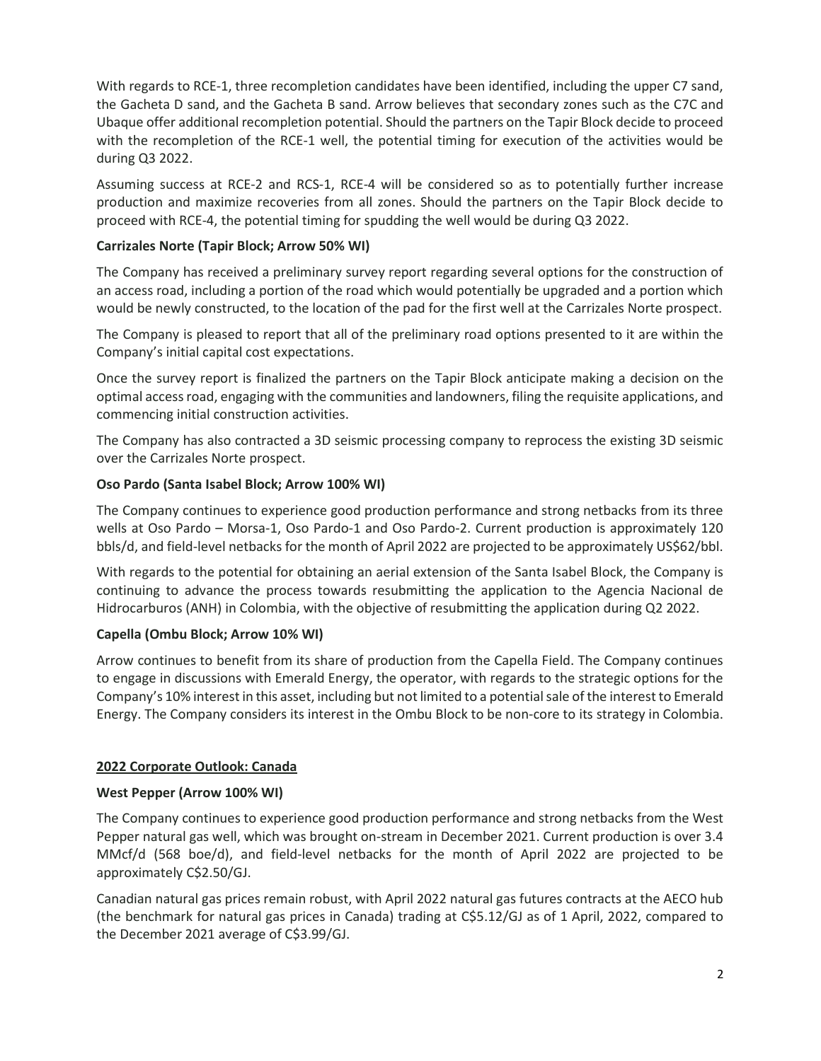With regards to RCE-1, three recompletion candidates have been identified, including the upper C7 sand, the Gacheta D sand, and the Gacheta B sand. Arrow believes that secondary zones such as the C7C and Ubaque offer additional recompletion potential. Should the partners on the Tapir Block decide to proceed with the recompletion of the RCE-1 well, the potential timing for execution of the activities would be during Q3 2022.

Assuming success at RCE-2 and RCS-1, RCE-4 will be considered so as to potentially further increase production and maximize recoveries from all zones. Should the partners on the Tapir Block decide to proceed with RCE-4, the potential timing for spudding the well would be during Q3 2022.

**Carrizales Norte (Tapir Block; Arrow 50% WI)**

The Company has received a preliminary survey report regarding several options for the construction of an access road, including a portion of the road which would potentially be upgraded and a portion which would be newly constructed, to the location of the pad for the first well at the Carrizales Norte prospect.

The Company is pleased to report that all of the preliminary road options presented to it are within the Company's initial capital cost expectations.

Once the survey report is finalized the partners on the Tapir Block anticipate making a decision on the optimal access road, engaging with the communities and landowners, filing the requisite applications, and commencing initial construction activities.

The Company has also contracted a 3D seismic processing company to reprocess the existing 3D seismic over the Carrizales Norte prospect.

**Oso Pardo (Santa Isabel Block; Arrow 100% WI)**

The Company continues to experience good production performance and strong netbacks from its three wells at Oso Pardo – Morsa-1, Oso Pardo-1 and Oso Pardo-2. Current production is approximately 120 bbls/d, and field-level netbacks for the month of April 2022 are projected to be approximately US$62/bbl.

With regards to the potential for obtaining an aerial extension of the Santa Isabel Block, the Company is continuing to advance the process towards resubmitting the application to the Agencia Nacional de Hidrocarburos (ANH) in Colombia, with the objective of resubmitting the application during Q2 2022.

**Capella (Ombu Block; Arrow 10% WI)**

Arrow continues to benefit from its share of production from the Capella Field. The Company continues to engage in discussions with Emerald Energy, the operator, with regards to the strategic options for the Company's 10% interest in this asset, including but not limited to a potential sale of the interest to Emerald Energy. The Company considers its interest in the Ombu Block to be non-core to its strategy in Colombia.

## 2022 Corporate Outlook: Canada

**West Pepper (Arrow 100% WI)**

The Company continues to experience good production performance and strong netbacks from the West Pepper natural gas well, which was brought on-stream in December 2021. Current production is over 3.4 MMcf/d (568 boe/d), and field-level netbacks for the month of April 2022 are projected to be approximately C$2.50/GJ.

Canadian natural gas prices remain robust, with April 2022 natural gas futures contracts at the AECO hub (the benchmark for natural gas prices in Canada) trading at C$5.12/GJ as of 1 April, 2022, compared to the December 2021 average of C$3.99/GJ.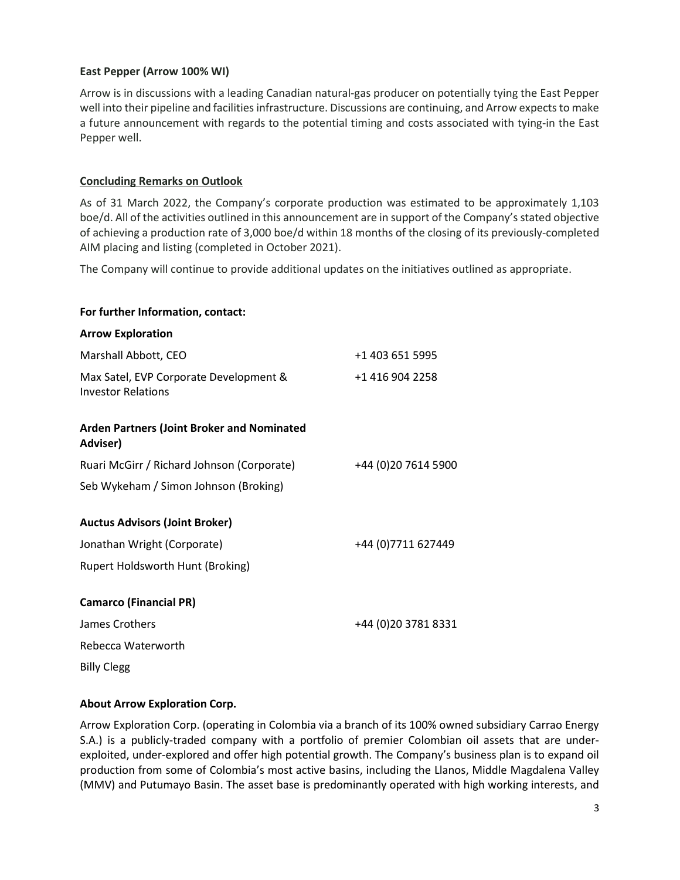**East Pepper (Arrow 100% WI)**

Arrow is in discussions with a leading Canadian natural-gas producer on potentially tying the East Pepper well into their pipeline and facilities infrastructure. Discussions are continuing, and Arrow expects to make a future announcement with regards to the potential timing and costs associated with tying-in the East Pepper well.

## Concluding Remarks on Outlook

As of 31 March 2022, the Company's corporate production was estimated to be approximately 1,103 boe/d. All of the activities outlined in this announcement are in support of the Company's stated objective of achieving a production rate of 3,000 boe/d within 18 months of the closing of its previously-completed AIM placing and listing (completed in October 2021).

The Company will continue to provide additional updates on the initiatives outlined as appropriate.

**For further Information, contact:**

| | |
|---|---|
| **Arrow Exploration** | |
| Marshall Abbott, CEO | +1 403 651 5995 |
| Max Satel, EVP Corporate Development & Investor Relations | +1 416 904 2258 |
| | |
| **Arden Partners (Joint Broker and Nominated Adviser)** | |
| Ruari McGirr / Richard Johnson (Corporate) | +44 (0)20 7614 5900 |
| Seb Wykeham / Simon Johnson (Broking) | |
| | |
| **Auctus Advisors (Joint Broker)** | |
| Jonathan Wright (Corporate) | +44 (0)7711 627449 |
| Rupert Holdsworth Hunt (Broking) | |
| | |
| **Camarco (Financial PR)** | |
| James Crothers | +44 (0)20 3781 8331 |
| Rebecca Waterworth | |
| Billy Clegg | |

**About Arrow Exploration Corp.**

Arrow Exploration Corp. (operating in Colombia via a branch of its 100% owned subsidiary Carrao Energy S.A.) is a publicly-traded company with a portfolio of premier Colombian oil assets that are under-exploited, under-explored and offer high potential growth. The Company's business plan is to expand oil production from some of Colombia's most active basins, including the Llanos, Middle Magdalena Valley (MMV) and Putumayo Basin. The asset base is predominantly operated with high working interests, and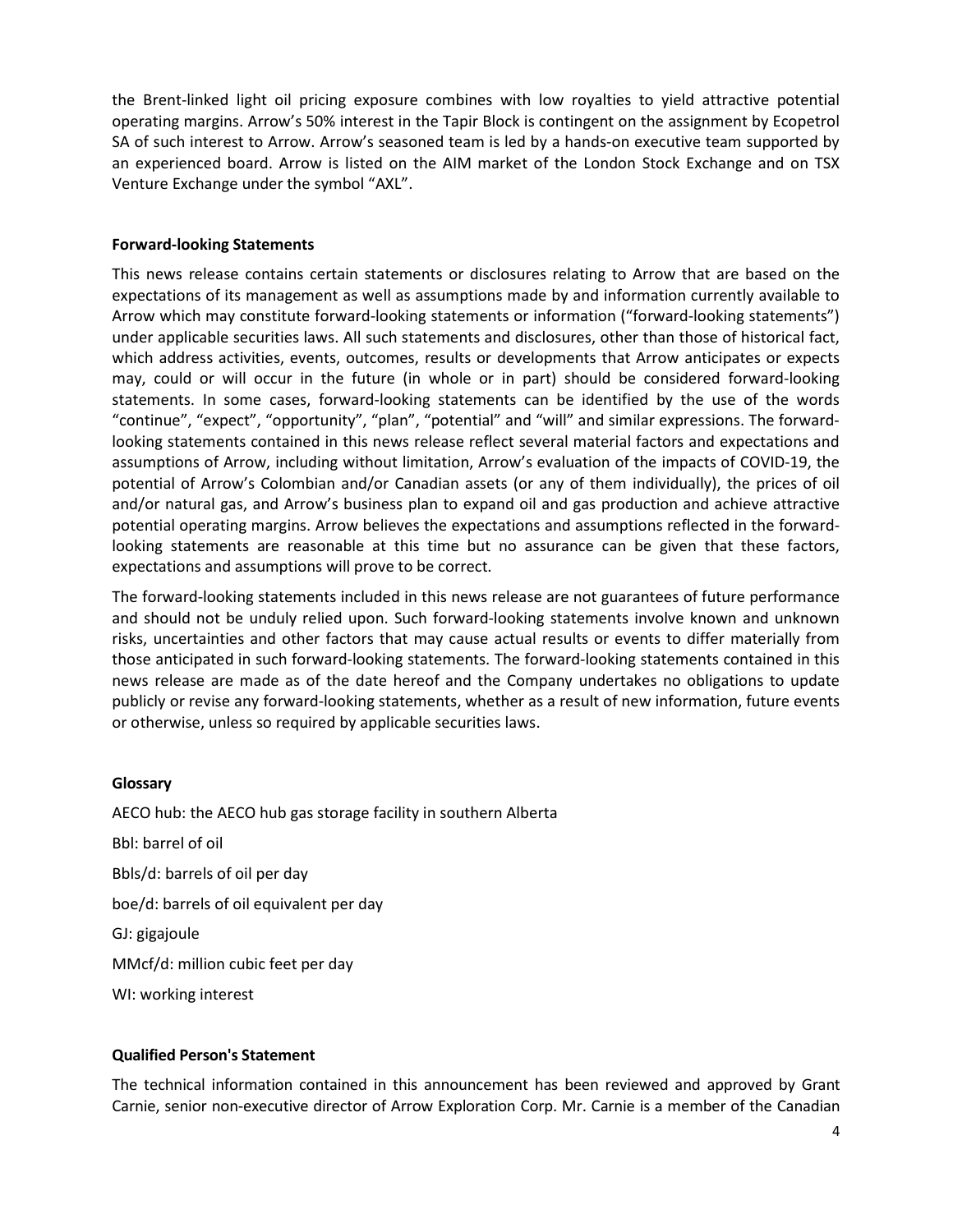the Brent-linked light oil pricing exposure combines with low royalties to yield attractive potential operating margins. Arrow's 50% interest in the Tapir Block is contingent on the assignment by Ecopetrol SA of such interest to Arrow. Arrow's seasoned team is led by a hands-on executive team supported by an experienced board. Arrow is listed on the AIM market of the London Stock Exchange and on TSX Venture Exchange under the symbol "AXL".

**Forward-looking Statements**

This news release contains certain statements or disclosures relating to Arrow that are based on the expectations of its management as well as assumptions made by and information currently available to Arrow which may constitute forward-looking statements or information ("forward-looking statements") under applicable securities laws. All such statements and disclosures, other than those of historical fact, which address activities, events, outcomes, results or developments that Arrow anticipates or expects may, could or will occur in the future (in whole or in part) should be considered forward-looking statements. In some cases, forward-looking statements can be identified by the use of the words "continue", "expect", "opportunity", "plan", "potential" and "will" and similar expressions. The forward-looking statements contained in this news release reflect several material factors and expectations and assumptions of Arrow, including without limitation, Arrow's evaluation of the impacts of COVID-19, the potential of Arrow's Colombian and/or Canadian assets (or any of them individually), the prices of oil and/or natural gas, and Arrow's business plan to expand oil and gas production and achieve attractive potential operating margins. Arrow believes the expectations and assumptions reflected in the forward-looking statements are reasonable at this time but no assurance can be given that these factors, expectations and assumptions will prove to be correct.

The forward-looking statements included in this news release are not guarantees of future performance and should not be unduly relied upon. Such forward-looking statements involve known and unknown risks, uncertainties and other factors that may cause actual results or events to differ materially from those anticipated in such forward-looking statements. The forward-looking statements contained in this news release are made as of the date hereof and the Company undertakes no obligations to update publicly or revise any forward-looking statements, whether as a result of new information, future events or otherwise, unless so required by applicable securities laws.

**Glossary**

AECO hub: the AECO hub gas storage facility in southern Alberta

Bbl: barrel of oil

Bbls/d: barrels of oil per day

boe/d: barrels of oil equivalent per day

GJ: gigajoule

MMcf/d: million cubic feet per day

WI: working interest

**Qualified Person's Statement**

The technical information contained in this announcement has been reviewed and approved by Grant Carnie, senior non-executive director of Arrow Exploration Corp. Mr. Carnie is a member of the Canadian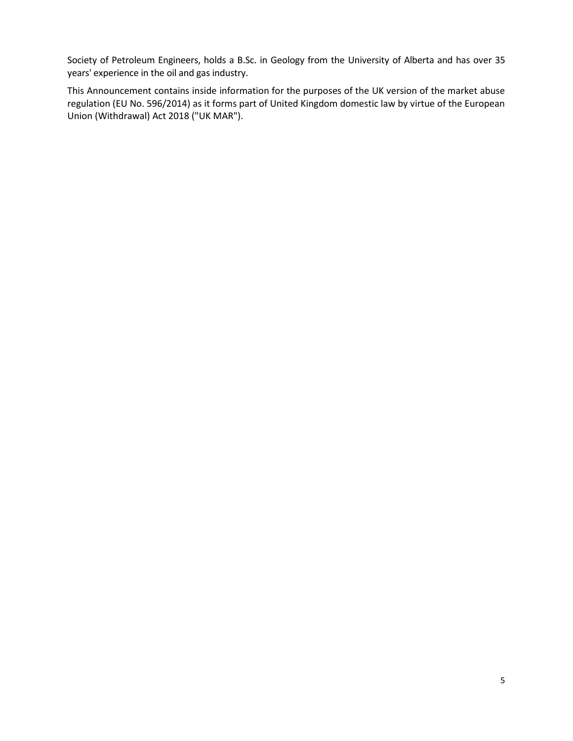Society of Petroleum Engineers, holds a B.Sc. in Geology from the University of Alberta and has over 35 years' experience in the oil and gas industry.

This Announcement contains inside information for the purposes of the UK version of the market abuse regulation (EU No. 596/2014) as it forms part of United Kingdom domestic law by virtue of the European Union (Withdrawal) Act 2018 ("UK MAR").